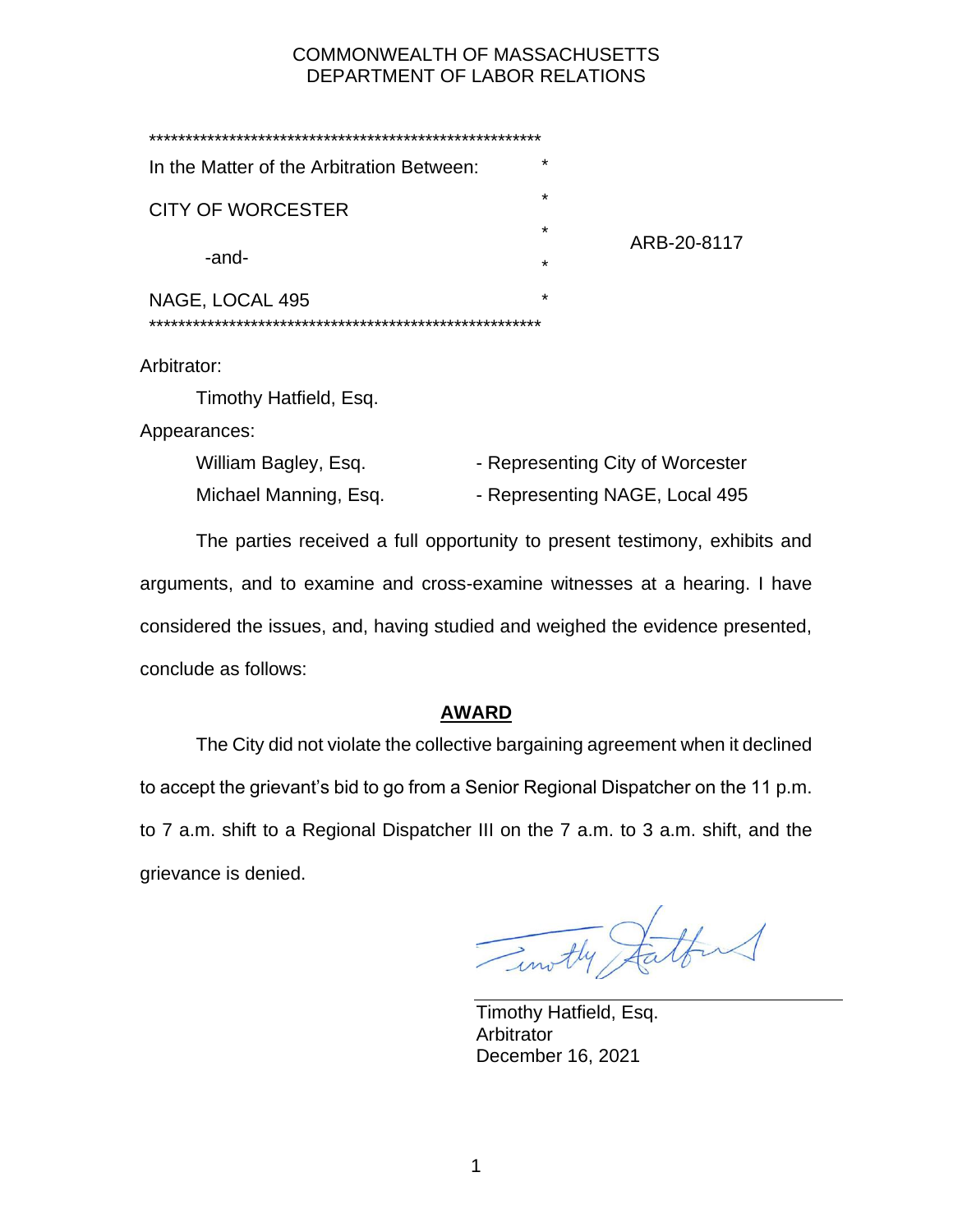COMMONWEALTH OF MASSACHUSETTS
DEPARTMENT OF LABOR RELATIONS

| | | |
|---|---|---|
| In the Matter of the Arbitration Between: | * | |
| CITY OF WORCESTER | * | |
| | * | ARB-20-8117 |
| -and- | * | |
| NAGE, LOCAL 495 | * | |

Arbitrator:

Timothy Hatfield, Esq.

Appearances:

William Bagley, Esq. - Representing City of Worcester

Michael Manning, Esq. - Representing NAGE, Local 495

The parties received a full opportunity to present testimony, exhibits and arguments, and to examine and cross-examine witnesses at a hearing. I have considered the issues, and, having studied and weighed the evidence presented, conclude as follows:

## **AWARD**

The City did not violate the collective bargaining agreement when it declined to accept the grievant's bid to go from a Senior Regional Dispatcher on the 11 p.m. to 7 a.m. shift to a Regional Dispatcher III on the 7 a.m. to 3 a.m. shift, and the grievance is denied.

Timothy Hatfield, Esq.
Arbitrator
December 16, 2021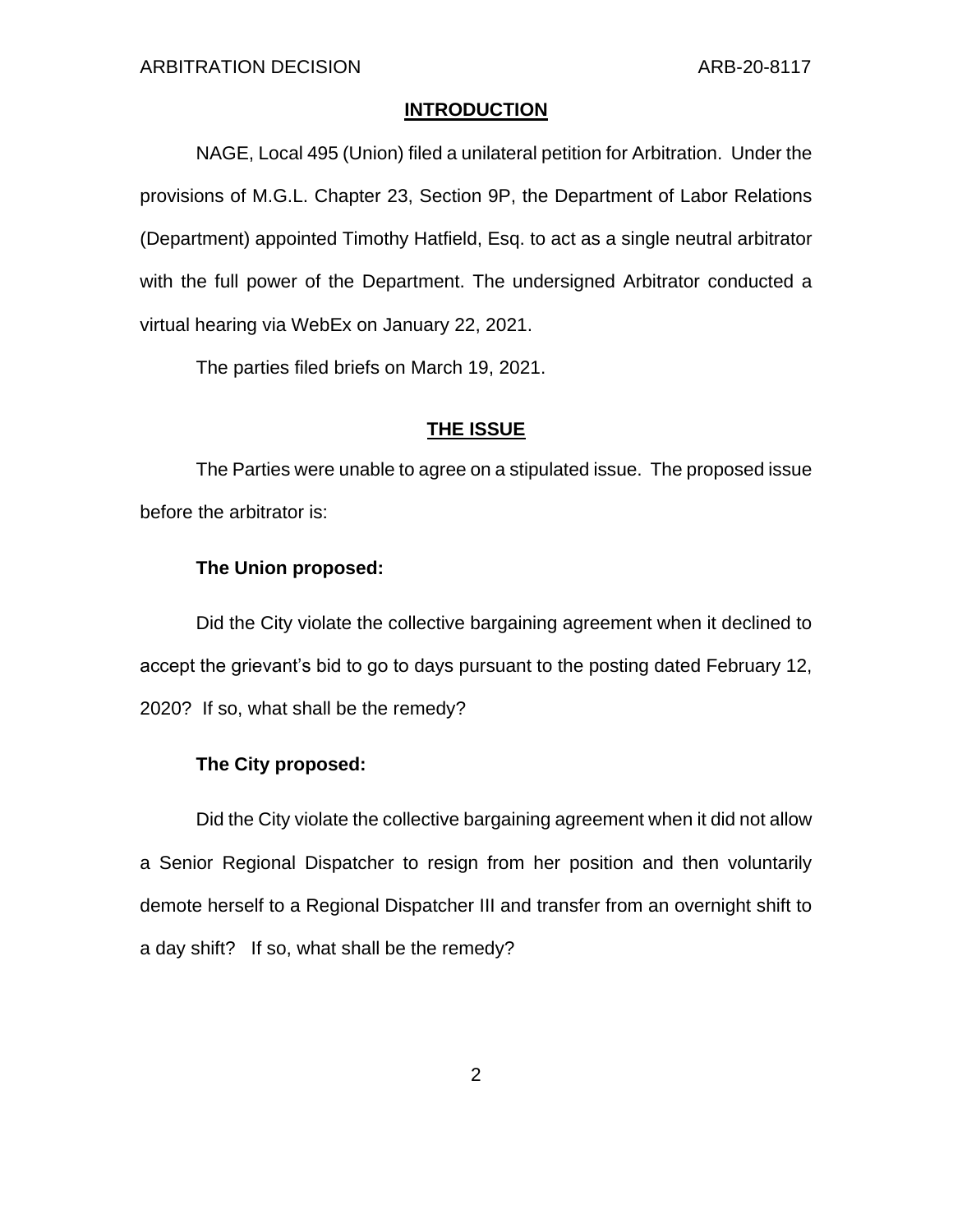## INTRODUCTION

NAGE, Local 495 (Union) filed a unilateral petition for Arbitration. Under the provisions of M.G.L. Chapter 23, Section 9P, the Department of Labor Relations (Department) appointed Timothy Hatfield, Esq. to act as a single neutral arbitrator with the full power of the Department. The undersigned Arbitrator conducted a virtual hearing via WebEx on January 22, 2021.

The parties filed briefs on March 19, 2021.

## THE ISSUE

The Parties were unable to agree on a stipulated issue. The proposed issue before the arbitrator is:

**The Union proposed:**

Did the City violate the collective bargaining agreement when it declined to accept the grievant's bid to go to days pursuant to the posting dated February 12, 2020? If so, what shall be the remedy?

**The City proposed:**

Did the City violate the collective bargaining agreement when it did not allow a Senior Regional Dispatcher to resign from her position and then voluntarily demote herself to a Regional Dispatcher III and transfer from an overnight shift to a day shift? If so, what shall be the remedy?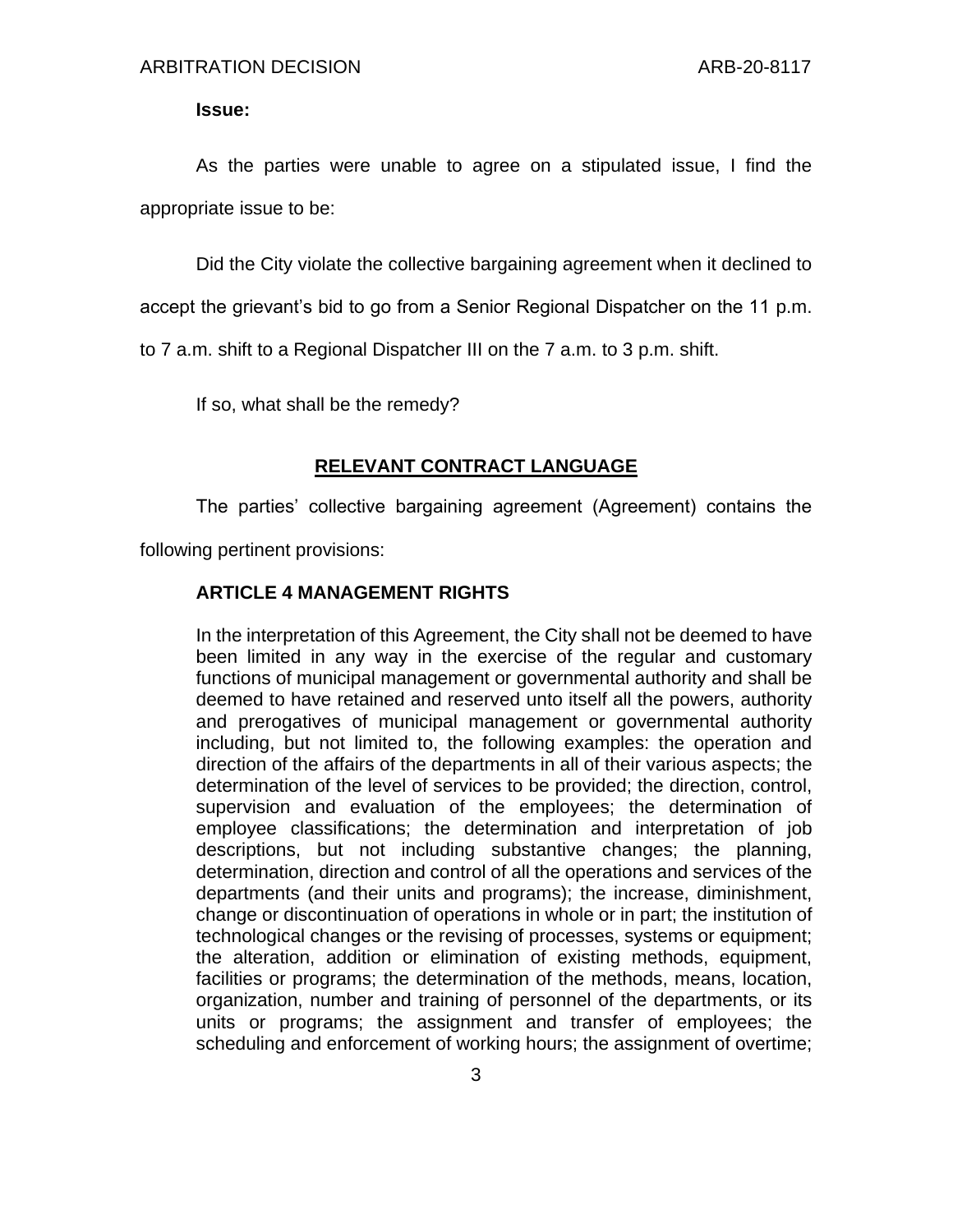**Issue:**

As the parties were unable to agree on a stipulated issue, I find the appropriate issue to be:

Did the City violate the collective bargaining agreement when it declined to accept the grievant's bid to go from a Senior Regional Dispatcher on the 11 p.m. to 7 a.m. shift to a Regional Dispatcher III on the 7 a.m. to 3 p.m. shift.

If so, what shall be the remedy?

## RELEVANT CONTRACT LANGUAGE

The parties' collective bargaining agreement (Agreement) contains the following pertinent provisions:

### ARTICLE 4 MANAGEMENT RIGHTS

In the interpretation of this Agreement, the City shall not be deemed to have been limited in any way in the exercise of the regular and customary functions of municipal management or governmental authority and shall be deemed to have retained and reserved unto itself all the powers, authority and prerogatives of municipal management or governmental authority including, but not limited to, the following examples: the operation and direction of the affairs of the departments in all of their various aspects; the determination of the level of services to be provided; the direction, control, supervision and evaluation of the employees; the determination of employee classifications; the determination and interpretation of job descriptions, but not including substantive changes; the planning, determination, direction and control of all the operations and services of the departments (and their units and programs); the increase, diminishment, change or discontinuation of operations in whole or in part; the institution of technological changes or the revising of processes, systems or equipment; the alteration, addition or elimination of existing methods, equipment, facilities or programs; the determination of the methods, means, location, organization, number and training of personnel of the departments, or its units or programs; the assignment and transfer of employees; the scheduling and enforcement of working hours; the assignment of overtime;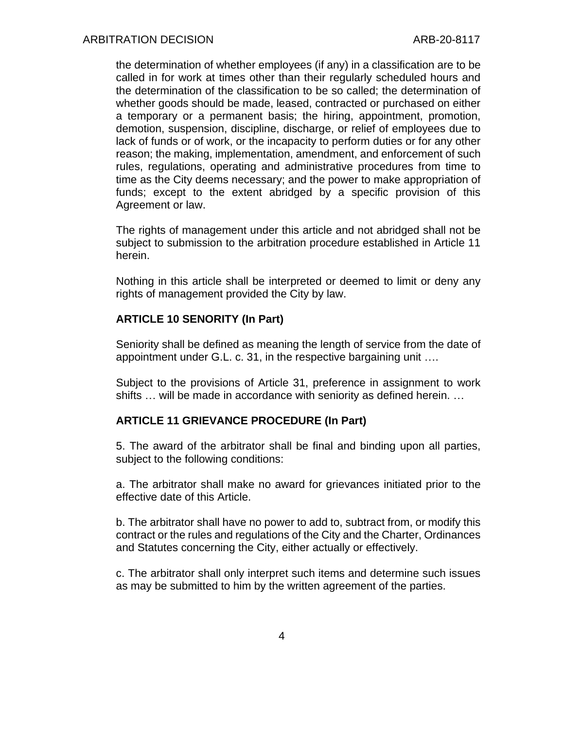the determination of whether employees (if any) in a classification are to be called in for work at times other than their regularly scheduled hours and the determination of the classification to be so called; the determination of whether goods should be made, leased, contracted or purchased on either a temporary or a permanent basis; the hiring, appointment, promotion, demotion, suspension, discipline, discharge, or relief of employees due to lack of funds or of work, or the incapacity to perform duties or for any other reason; the making, implementation, amendment, and enforcement of such rules, regulations, operating and administrative procedures from time to time as the City deems necessary; and the power to make appropriation of funds; except to the extent abridged by a specific provision of this Agreement or law.

The rights of management under this article and not abridged shall not be subject to submission to the arbitration procedure established in Article 11 herein.

Nothing in this article shall be interpreted or deemed to limit or deny any rights of management provided the City by law.

**ARTICLE 10 SENORITY (In Part)**

Seniority shall be defined as meaning the length of service from the date of appointment under G.L. c. 31, in the respective bargaining unit ….

Subject to the provisions of Article 31, preference in assignment to work shifts … will be made in accordance with seniority as defined herein. …

**ARTICLE 11 GRIEVANCE PROCEDURE (In Part)**

5. The award of the arbitrator shall be final and binding upon all parties, subject to the following conditions:

a. The arbitrator shall make no award for grievances initiated prior to the effective date of this Article.

b. The arbitrator shall have no power to add to, subtract from, or modify this contract or the rules and regulations of the City and the Charter, Ordinances and Statutes concerning the City, either actually or effectively.

c. The arbitrator shall only interpret such items and determine such issues as may be submitted to him by the written agreement of the parties.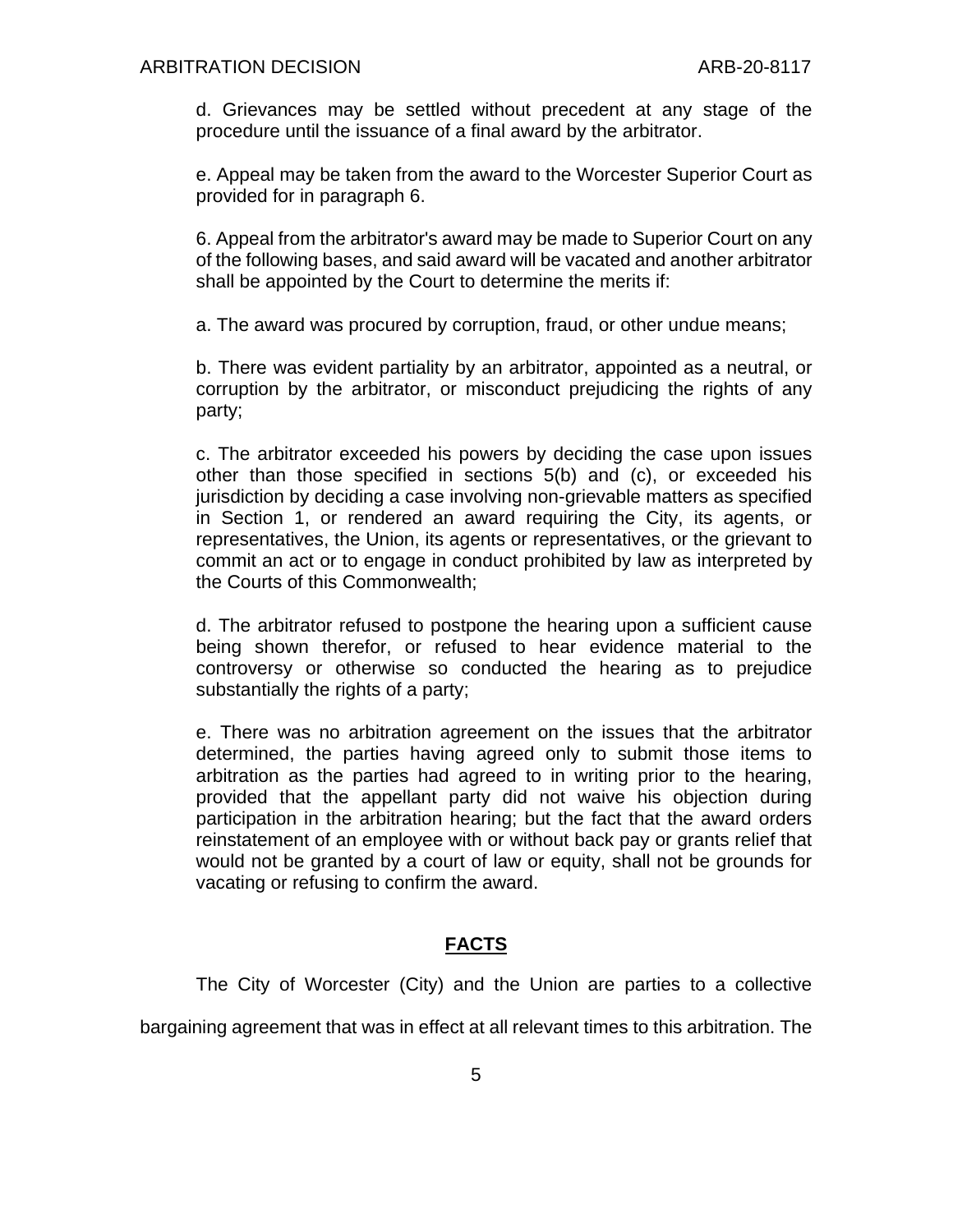d. Grievances may be settled without precedent at any stage of the procedure until the issuance of a final award by the arbitrator.

e. Appeal may be taken from the award to the Worcester Superior Court as provided for in paragraph 6.

6. Appeal from the arbitrator's award may be made to Superior Court on any of the following bases, and said award will be vacated and another arbitrator shall be appointed by the Court to determine the merits if:

a. The award was procured by corruption, fraud, or other undue means;

b. There was evident partiality by an arbitrator, appointed as a neutral, or corruption by the arbitrator, or misconduct prejudicing the rights of any party;

c. The arbitrator exceeded his powers by deciding the case upon issues other than those specified in sections 5(b) and (c), or exceeded his jurisdiction by deciding a case involving non-grievable matters as specified in Section 1, or rendered an award requiring the City, its agents, or representatives, the Union, its agents or representatives, or the grievant to commit an act or to engage in conduct prohibited by law as interpreted by the Courts of this Commonwealth;

d. The arbitrator refused to postpone the hearing upon a sufficient cause being shown therefor, or refused to hear evidence material to the controversy or otherwise so conducted the hearing as to prejudice substantially the rights of a party;

e. There was no arbitration agreement on the issues that the arbitrator determined, the parties having agreed only to submit those items to arbitration as the parties had agreed to in writing prior to the hearing, provided that the appellant party did not waive his objection during participation in the arbitration hearing; but the fact that the award orders reinstatement of an employee with or without back pay or grants relief that would not be granted by a court of law or equity, shall not be grounds for vacating or refusing to confirm the award.

## FACTS

The City of Worcester (City) and the Union are parties to a collective bargaining agreement that was in effect at all relevant times to this arbitration. The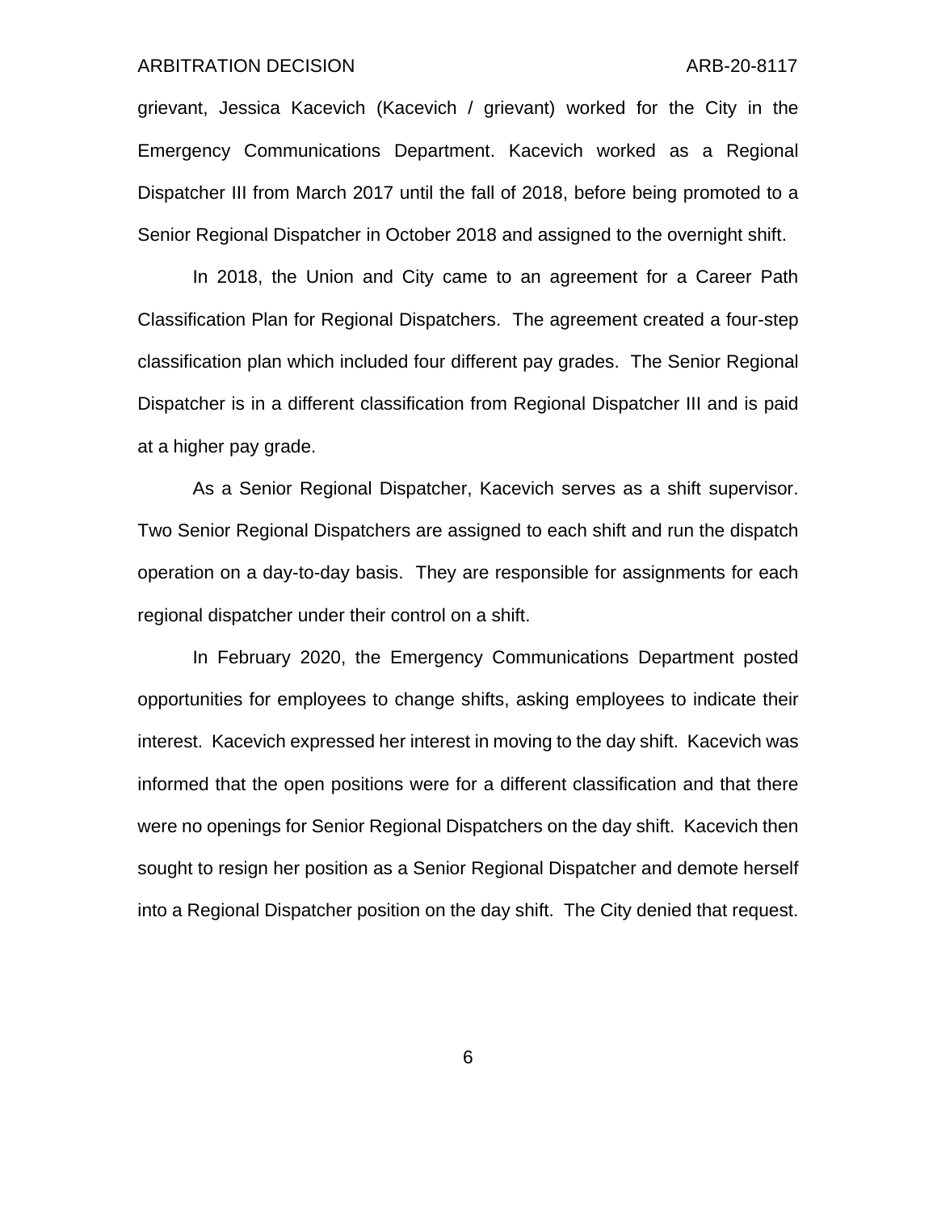grievant, Jessica Kacevich (Kacevich / grievant) worked for the City in the Emergency Communications Department. Kacevich worked as a Regional Dispatcher III from March 2017 until the fall of 2018, before being promoted to a Senior Regional Dispatcher in October 2018 and assigned to the overnight shift.

In 2018, the Union and City came to an agreement for a Career Path Classification Plan for Regional Dispatchers. The agreement created a four-step classification plan which included four different pay grades. The Senior Regional Dispatcher is in a different classification from Regional Dispatcher III and is paid at a higher pay grade.

As a Senior Regional Dispatcher, Kacevich serves as a shift supervisor. Two Senior Regional Dispatchers are assigned to each shift and run the dispatch operation on a day-to-day basis. They are responsible for assignments for each regional dispatcher under their control on a shift.

In February 2020, the Emergency Communications Department posted opportunities for employees to change shifts, asking employees to indicate their interest. Kacevich expressed her interest in moving to the day shift. Kacevich was informed that the open positions were for a different classification and that there were no openings for Senior Regional Dispatchers on the day shift. Kacevich then sought to resign her position as a Senior Regional Dispatcher and demote herself into a Regional Dispatcher position on the day shift. The City denied that request.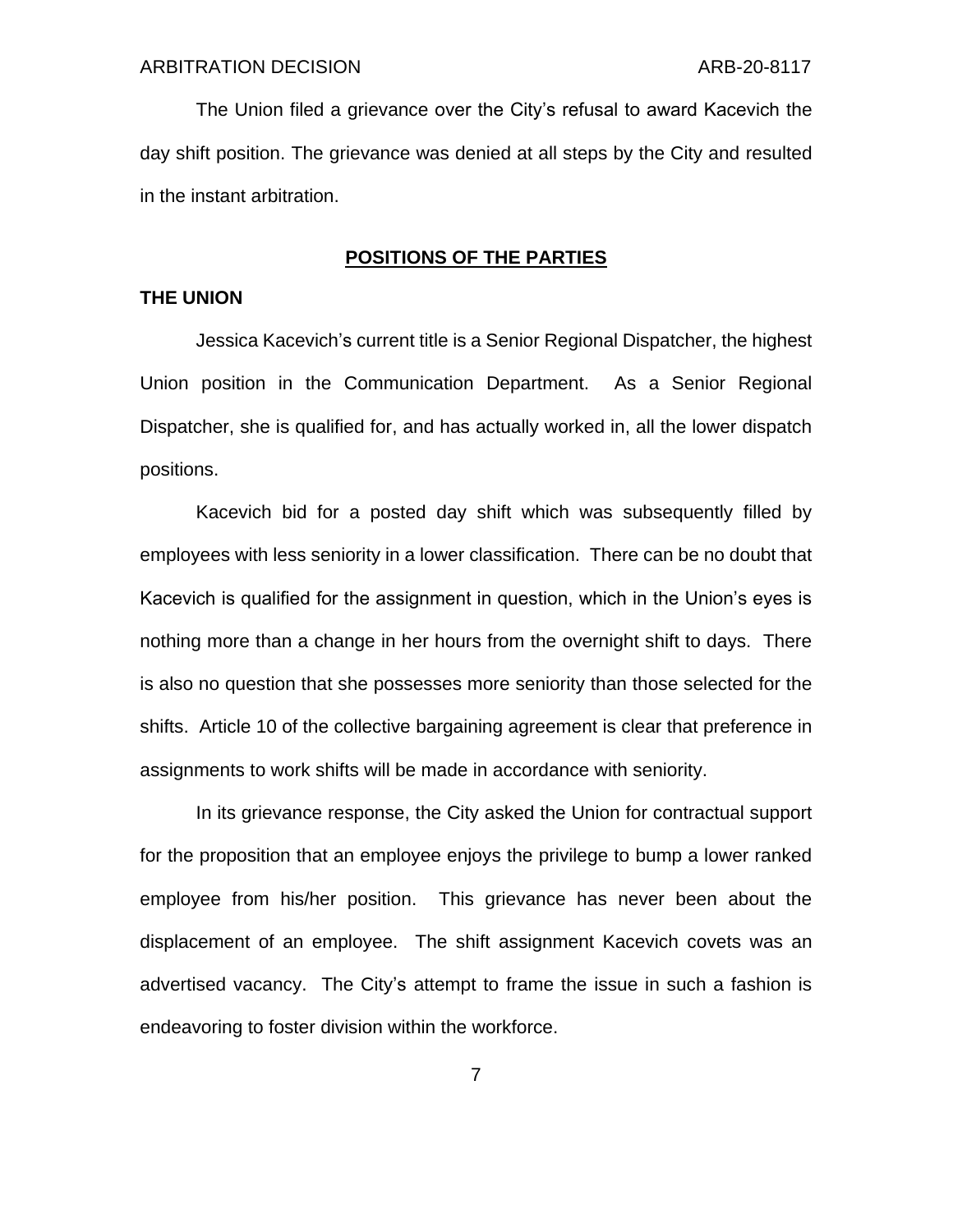The Union filed a grievance over the City's refusal to award Kacevich the day shift position. The grievance was denied at all steps by the City and resulted in the instant arbitration.

## POSITIONS OF THE PARTIES

### THE UNION

Jessica Kacevich's current title is a Senior Regional Dispatcher, the highest Union position in the Communication Department. As a Senior Regional Dispatcher, she is qualified for, and has actually worked in, all the lower dispatch positions.

Kacevich bid for a posted day shift which was subsequently filled by employees with less seniority in a lower classification. There can be no doubt that Kacevich is qualified for the assignment in question, which in the Union's eyes is nothing more than a change in her hours from the overnight shift to days. There is also no question that she possesses more seniority than those selected for the shifts. Article 10 of the collective bargaining agreement is clear that preference in assignments to work shifts will be made in accordance with seniority.

In its grievance response, the City asked the Union for contractual support for the proposition that an employee enjoys the privilege to bump a lower ranked employee from his/her position. This grievance has never been about the displacement of an employee. The shift assignment Kacevich covets was an advertised vacancy. The City's attempt to frame the issue in such a fashion is endeavoring to foster division within the workforce.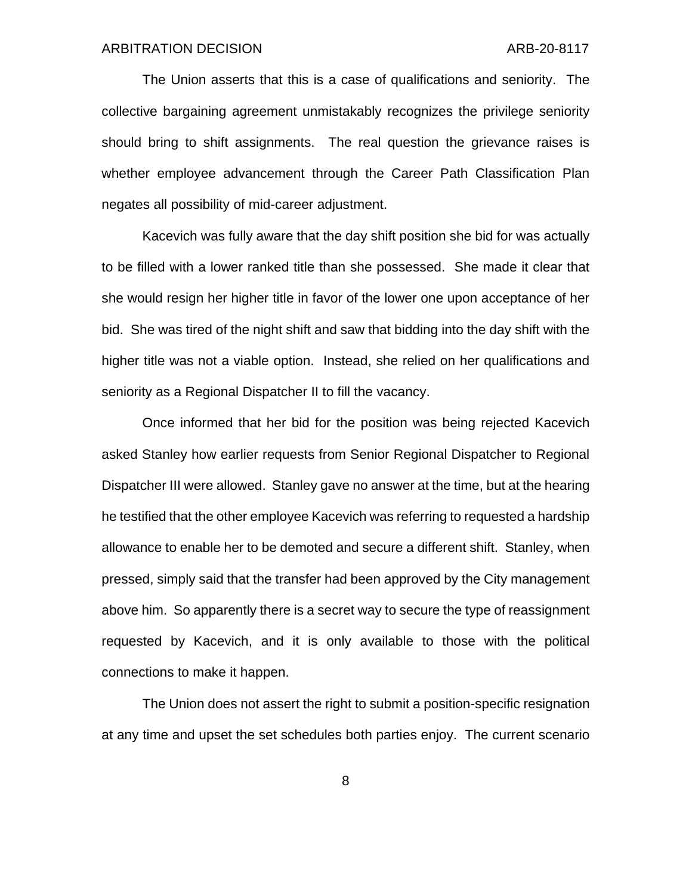The Union asserts that this is a case of qualifications and seniority. The collective bargaining agreement unmistakably recognizes the privilege seniority should bring to shift assignments. The real question the grievance raises is whether employee advancement through the Career Path Classification Plan negates all possibility of mid-career adjustment.

Kacevich was fully aware that the day shift position she bid for was actually to be filled with a lower ranked title than she possessed. She made it clear that she would resign her higher title in favor of the lower one upon acceptance of her bid. She was tired of the night shift and saw that bidding into the day shift with the higher title was not a viable option. Instead, she relied on her qualifications and seniority as a Regional Dispatcher II to fill the vacancy.

Once informed that her bid for the position was being rejected Kacevich asked Stanley how earlier requests from Senior Regional Dispatcher to Regional Dispatcher III were allowed. Stanley gave no answer at the time, but at the hearing he testified that the other employee Kacevich was referring to requested a hardship allowance to enable her to be demoted and secure a different shift. Stanley, when pressed, simply said that the transfer had been approved by the City management above him. So apparently there is a secret way to secure the type of reassignment requested by Kacevich, and it is only available to those with the political connections to make it happen.

The Union does not assert the right to submit a position-specific resignation at any time and upset the set schedules both parties enjoy. The current scenario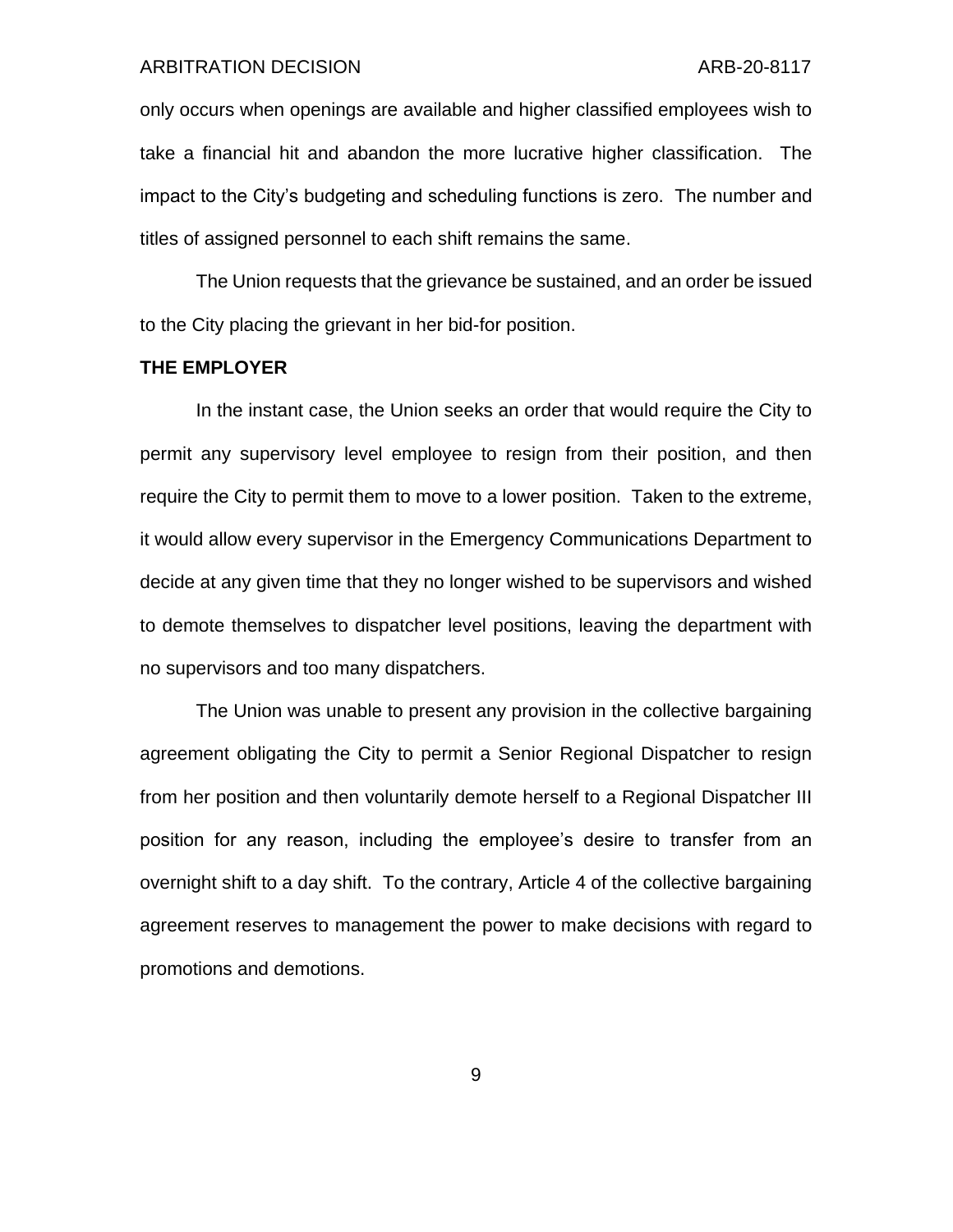only occurs when openings are available and higher classified employees wish to take a financial hit and abandon the more lucrative higher classification. The impact to the City's budgeting and scheduling functions is zero. The number and titles of assigned personnel to each shift remains the same.

The Union requests that the grievance be sustained, and an order be issued to the City placing the grievant in her bid-for position.

**THE EMPLOYER**

In the instant case, the Union seeks an order that would require the City to permit any supervisory level employee to resign from their position, and then require the City to permit them to move to a lower position. Taken to the extreme, it would allow every supervisor in the Emergency Communications Department to decide at any given time that they no longer wished to be supervisors and wished to demote themselves to dispatcher level positions, leaving the department with no supervisors and too many dispatchers.

The Union was unable to present any provision in the collective bargaining agreement obligating the City to permit a Senior Regional Dispatcher to resign from her position and then voluntarily demote herself to a Regional Dispatcher III position for any reason, including the employee's desire to transfer from an overnight shift to a day shift. To the contrary, Article 4 of the collective bargaining agreement reserves to management the power to make decisions with regard to promotions and demotions.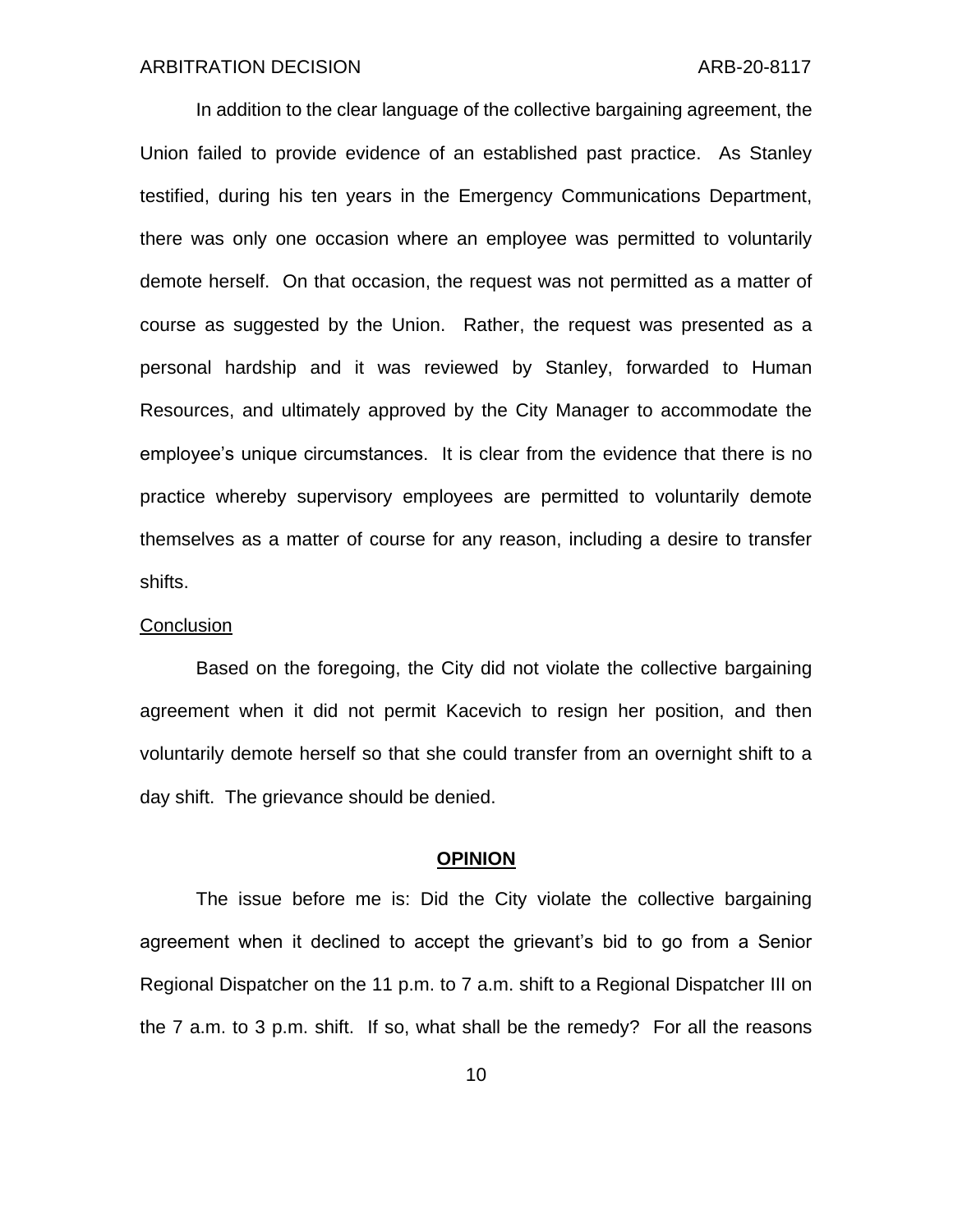In addition to the clear language of the collective bargaining agreement, the Union failed to provide evidence of an established past practice. As Stanley testified, during his ten years in the Emergency Communications Department, there was only one occasion where an employee was permitted to voluntarily demote herself. On that occasion, the request was not permitted as a matter of course as suggested by the Union. Rather, the request was presented as a personal hardship and it was reviewed by Stanley, forwarded to Human Resources, and ultimately approved by the City Manager to accommodate the employee's unique circumstances. It is clear from the evidence that there is no practice whereby supervisory employees are permitted to voluntarily demote themselves as a matter of course for any reason, including a desire to transfer shifts.

<u>Conclusion</u>

Based on the foregoing, the City did not violate the collective bargaining agreement when it did not permit Kacevich to resign her position, and then voluntarily demote herself so that she could transfer from an overnight shift to a day shift. The grievance should be denied.

## OPINION

The issue before me is: Did the City violate the collective bargaining agreement when it declined to accept the grievant's bid to go from a Senior Regional Dispatcher on the 11 p.m. to 7 a.m. shift to a Regional Dispatcher III on the 7 a.m. to 3 p.m. shift. If so, what shall be the remedy? For all the reasons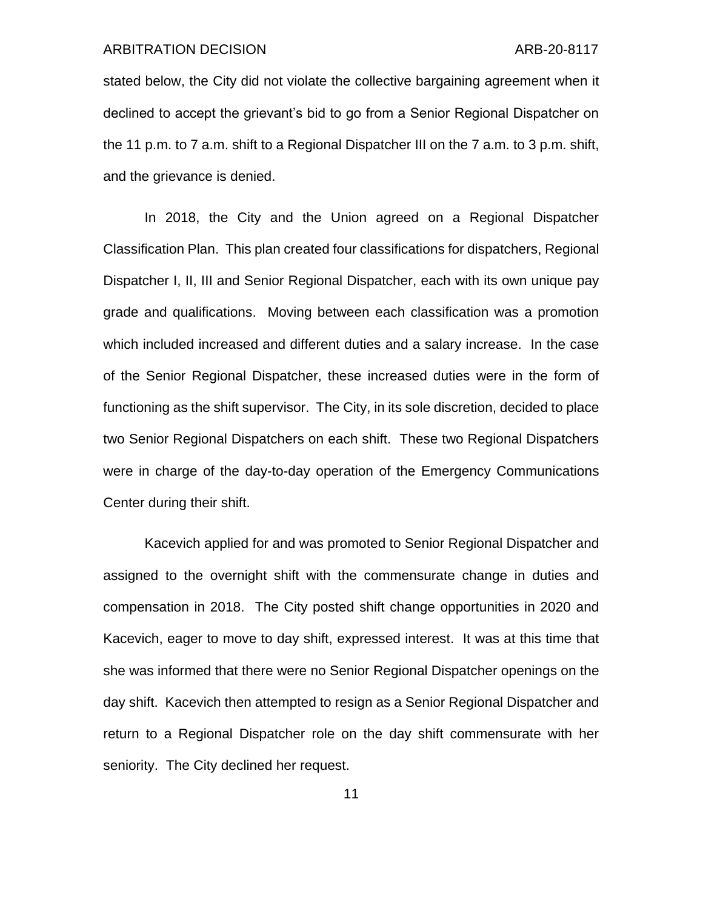stated below, the City did not violate the collective bargaining agreement when it declined to accept the grievant's bid to go from a Senior Regional Dispatcher on the 11 p.m. to 7 a.m. shift to a Regional Dispatcher III on the 7 a.m. to 3 p.m. shift, and the grievance is denied.

In 2018, the City and the Union agreed on a Regional Dispatcher Classification Plan. This plan created four classifications for dispatchers, Regional Dispatcher I, II, III and Senior Regional Dispatcher, each with its own unique pay grade and qualifications. Moving between each classification was a promotion which included increased and different duties and a salary increase. In the case of the Senior Regional Dispatcher, these increased duties were in the form of functioning as the shift supervisor. The City, in its sole discretion, decided to place two Senior Regional Dispatchers on each shift. These two Regional Dispatchers were in charge of the day-to-day operation of the Emergency Communications Center during their shift.

Kacevich applied for and was promoted to Senior Regional Dispatcher and assigned to the overnight shift with the commensurate change in duties and compensation in 2018. The City posted shift change opportunities in 2020 and Kacevich, eager to move to day shift, expressed interest. It was at this time that she was informed that there were no Senior Regional Dispatcher openings on the day shift. Kacevich then attempted to resign as a Senior Regional Dispatcher and return to a Regional Dispatcher role on the day shift commensurate with her seniority. The City declined her request.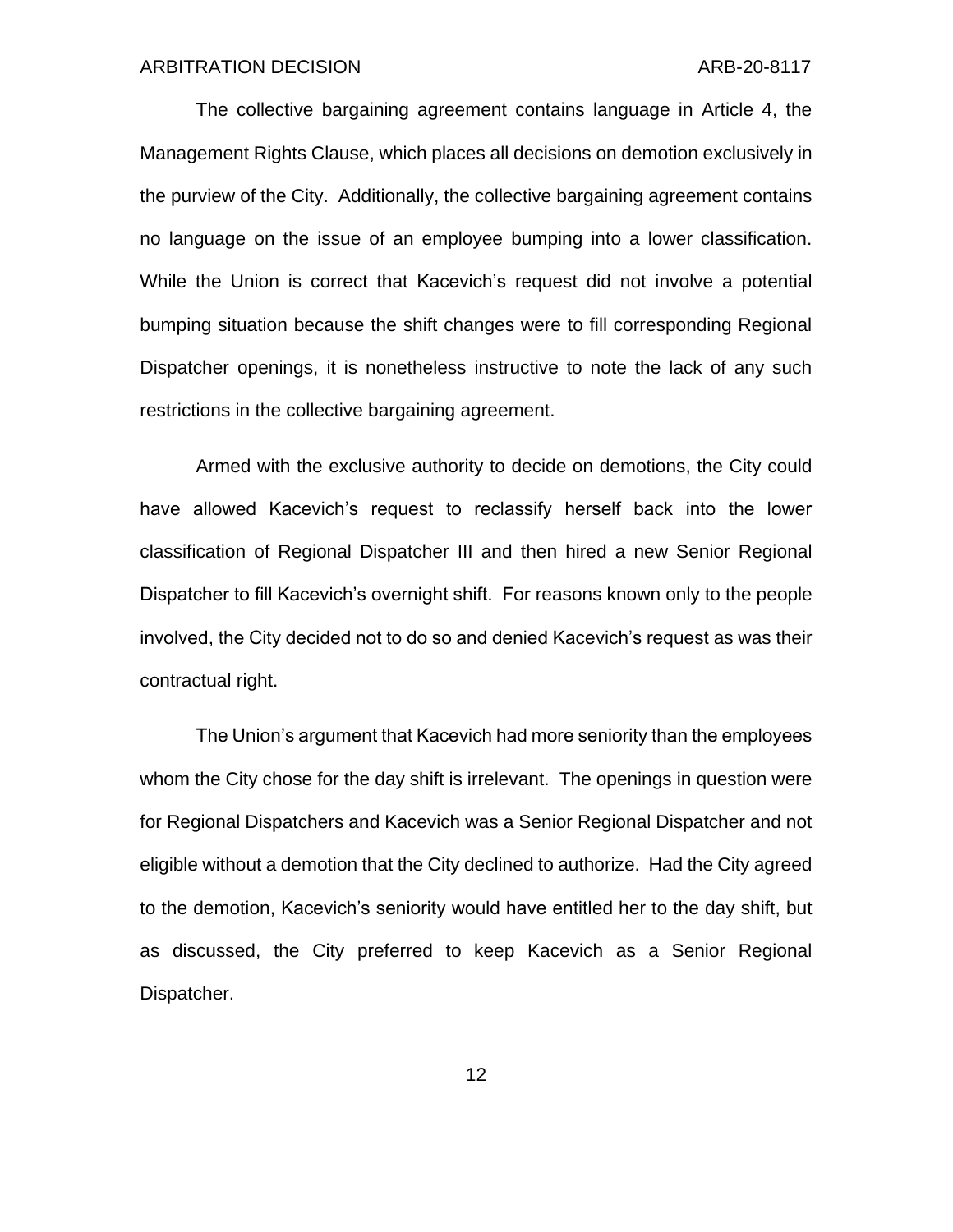The collective bargaining agreement contains language in Article 4, the Management Rights Clause, which places all decisions on demotion exclusively in the purview of the City. Additionally, the collective bargaining agreement contains no language on the issue of an employee bumping into a lower classification. While the Union is correct that Kacevich's request did not involve a potential bumping situation because the shift changes were to fill corresponding Regional Dispatcher openings, it is nonetheless instructive to note the lack of any such restrictions in the collective bargaining agreement.

Armed with the exclusive authority to decide on demotions, the City could have allowed Kacevich's request to reclassify herself back into the lower classification of Regional Dispatcher III and then hired a new Senior Regional Dispatcher to fill Kacevich's overnight shift. For reasons known only to the people involved, the City decided not to do so and denied Kacevich's request as was their contractual right.

The Union's argument that Kacevich had more seniority than the employees whom the City chose for the day shift is irrelevant. The openings in question were for Regional Dispatchers and Kacevich was a Senior Regional Dispatcher and not eligible without a demotion that the City declined to authorize. Had the City agreed to the demotion, Kacevich's seniority would have entitled her to the day shift, but as discussed, the City preferred to keep Kacevich as a Senior Regional Dispatcher.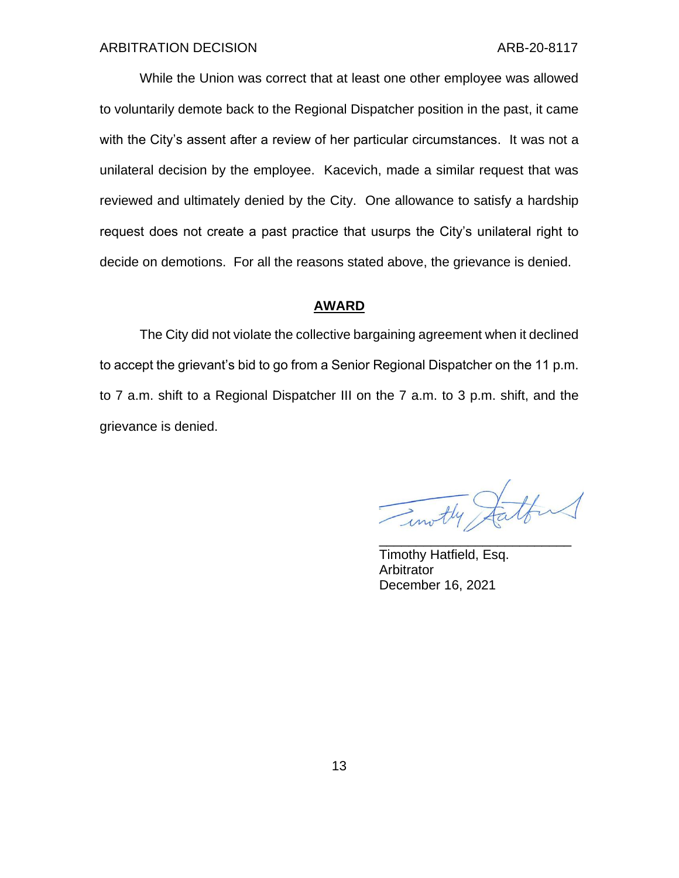While the Union was correct that at least one other employee was allowed to voluntarily demote back to the Regional Dispatcher position in the past, it came with the City's assent after a review of her particular circumstances. It was not a unilateral decision by the employee. Kacevich, made a similar request that was reviewed and ultimately denied by the City. One allowance to satisfy a hardship request does not create a past practice that usurps the City's unilateral right to decide on demotions. For all the reasons stated above, the grievance is denied.

## AWARD

The City did not violate the collective bargaining agreement when it declined to accept the grievant's bid to go from a Senior Regional Dispatcher on the 11 p.m. to 7 a.m. shift to a Regional Dispatcher III on the 7 a.m. to 3 p.m. shift, and the grievance is denied.

Timothy Hatfield, Esq.
Arbitrator
December 16, 2021